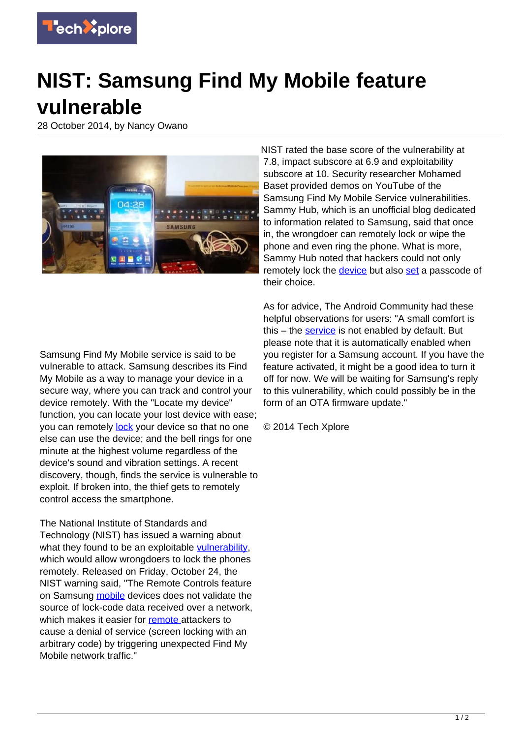# NIST: Samsung Find My Mobile feature vulnerable

28 October 2014, by Nancy Owano

Samsung Find My Mobile service is said to be vulnerable to attack. Samsung describes its Find My Mobile as a way to manage your device in a secure way, where you can track and control your device remotely. With the "Locate my device" function, you can locate your lost device with ease; you can remotely lock your device so that no one else can use the device; and the bell rings for one minute at the highest volume regardless of the device's sound and vibration settings. A recent discovery, though, finds the service is vulnerable to exploit. If broken into, the thief gets to remotely control access the smartphone.

The National Institute of Standards and Technology (NIST) has issued a warning about what they found to be an exploitable vulnerability, which would allow wrongdoers to lock the phones remotely. Released on Friday, October 24, the NIST warning said, "The Remote Controls feature on Samsung mobile devices does not validate the source of lock-code data received over a network, which makes it easier for remote attackers to cause a denial of service (screen locking with an arbitrary code) by triggering unexpected Find My Mobile network traffic."

NIST rated the base score of the vulnerability at 7.8, impact subscore at 6.9 and exploitability subscore at 10. Security researcher Mohamed Baset provided demos on YouTube of the Samsung Find My Mobile Service vulnerabilities. Sammy Hub, which is an unofficial blog dedicated to information related to Samsung, said that once in, the wrongdoer can remotely lock or wipe the phone and even ring the phone. What is more, Sammy Hub noted that hackers could not only remotely lock the device but also set a passcode of their choice.

As for advice, The Android Community had these helpful observations for users: "A small comfort is this – the service is not enabled by default. But please note that it is automatically enabled when you register for a Samsung account. If you have the feature activated, it might be a good idea to turn it off for now. We will be waiting for Samsung's reply to this vulnerability, which could possibly be in the form of an OTA firmware update."

© 2014 Tech Xplore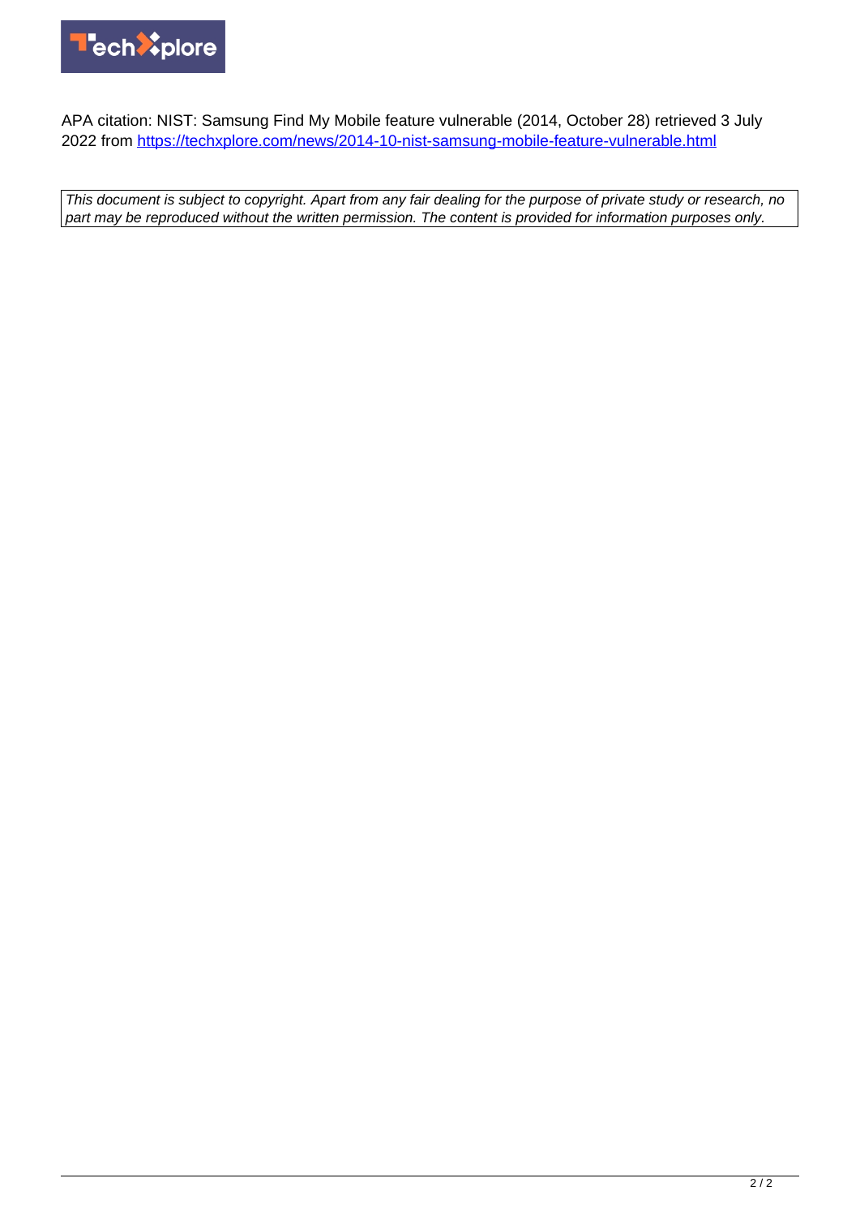APA citation: NIST: Samsung Find My Mobile feature vulnerable (2014, October 28) retrieved 3 July 2022 from https://techxplore.com/news/2014-10-nist-samsung-mobile-feature-vulnerable.html

*This document is subject to copyright. Apart from any fair dealing for the purpose of private study or research, no part may be reproduced without the written permission. The content is provided for information purposes only.*